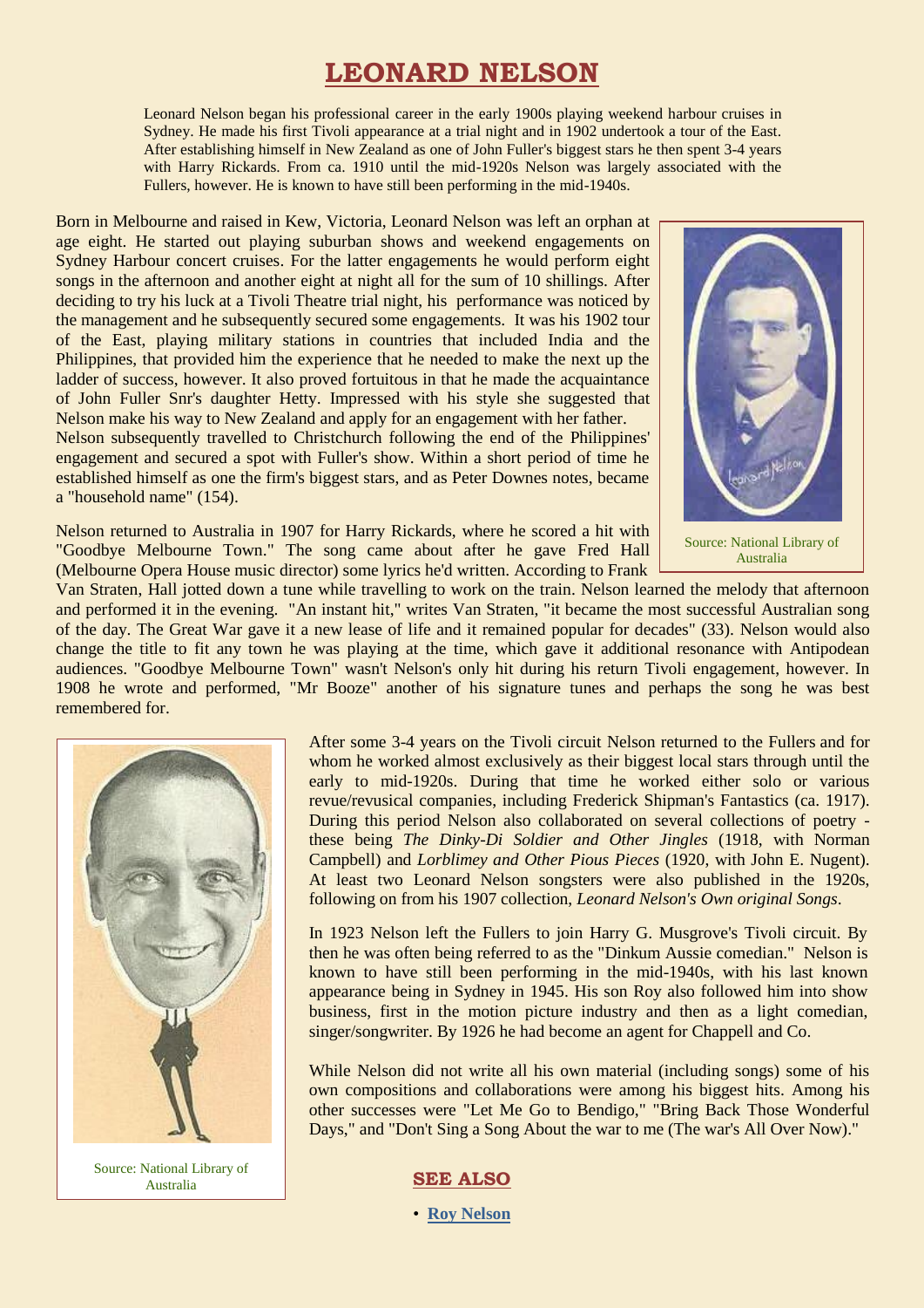# LEONARD NELSON

Leonard Nelson began his professional career in the early 1900s playing weekend harbour cruises in Sydney. He made his first Tivoli appearance at a trial night and in 1902 undertook a tour of the East. After establishing himself in New Zealand as one of John Fuller's biggest stars he then spent 3-4 years with Harry Rickards. From ca. 1910 until the mid-1920s Nelson was largely associated with the Fullers, however. He is known to have still been performing in the mid-1940s.

Born in Melbourne and raised in Kew, Victoria, Leonard Nelson was left an orphan at age eight. He started out playing suburban shows and weekend engagements on Sydney Harbour concert cruises. For the latter engagements he would perform eight songs in the afternoon and another eight at night all for the sum of 10 shillings. After deciding to try his luck at a Tivoli Theatre trial night, his performance was noticed by the management and he subsequently secured some engagements. It was his 1902 tour of the East, playing military stations in countries that included India and the Philippines, that provided him the experience that he needed to make the next up the ladder of success, however. It also proved fortuitous in that he made the acquaintance of John Fuller Snr's daughter Hetty. Impressed with his style she suggested that Nelson make his way to New Zealand and apply for an engagement with her father.
Nelson subsequently travelled to Christchurch following the end of the Philippines' engagement and secured a spot with Fuller's show. Within a short period of time he established himself as one the firm's biggest stars, and as Peter Downes notes, became a "household name" (154).

Source: National Library of Australia

Nelson returned to Australia in 1907 for Harry Rickards, where he scored a hit with "Goodbye Melbourne Town." The song came about after he gave Fred Hall (Melbourne Opera House music director) some lyrics he'd written. According to Frank Van Straten, Hall jotted down a tune while travelling to work on the train. Nelson learned the melody that afternoon and performed it in the evening. "An instant hit," writes Van Straten, "it became the most successful Australian song of the day. The Great War gave it a new lease of life and it remained popular for decades" (33). Nelson would also change the title to fit any town he was playing at the time, which gave it additional resonance with Antipodean audiences. "Goodbye Melbourne Town" wasn't Nelson's only hit during his return Tivoli engagement, however. In 1908 he wrote and performed, "Mr Booze" another of his signature tunes and perhaps the song he was best remembered for.

Source: National Library of Australia

After some 3-4 years on the Tivoli circuit Nelson returned to the Fullers and for whom he worked almost exclusively as their biggest local stars through until the early to mid-1920s. During that time he worked either solo or various revue/revusical companies, including Frederick Shipman's Fantastics (ca. 1917). During this period Nelson also collaborated on several collections of poetry - these being *The Dinky-Di Soldier and Other Jingles* (1918, with Norman Campbell) and *Lorblimey and Other Pious Pieces* (1920, with John E. Nugent). At least two Leonard Nelson songsters were also published in the 1920s, following on from his 1907 collection, *Leonard Nelson's Own original Songs*.

In 1923 Nelson left the Fullers to join Harry G. Musgrove's Tivoli circuit. By then he was often being referred to as the "Dinkum Aussie comedian." Nelson is known to have still been performing in the mid-1940s, with his last known appearance being in Sydney in 1945. His son Roy also followed him into show business, first in the motion picture industry and then as a light comedian, singer/songwriter. By 1926 he had become an agent for Chappell and Co.

While Nelson did not write all his own material (including songs) some of his own compositions and collaborations were among his biggest hits. Among his other successes were "Let Me Go to Bendigo," "Bring Back Those Wonderful Days," and "Don't Sing a Song About the war to me (The war's All Over Now)."

## SEE ALSO

- **Roy Nelson**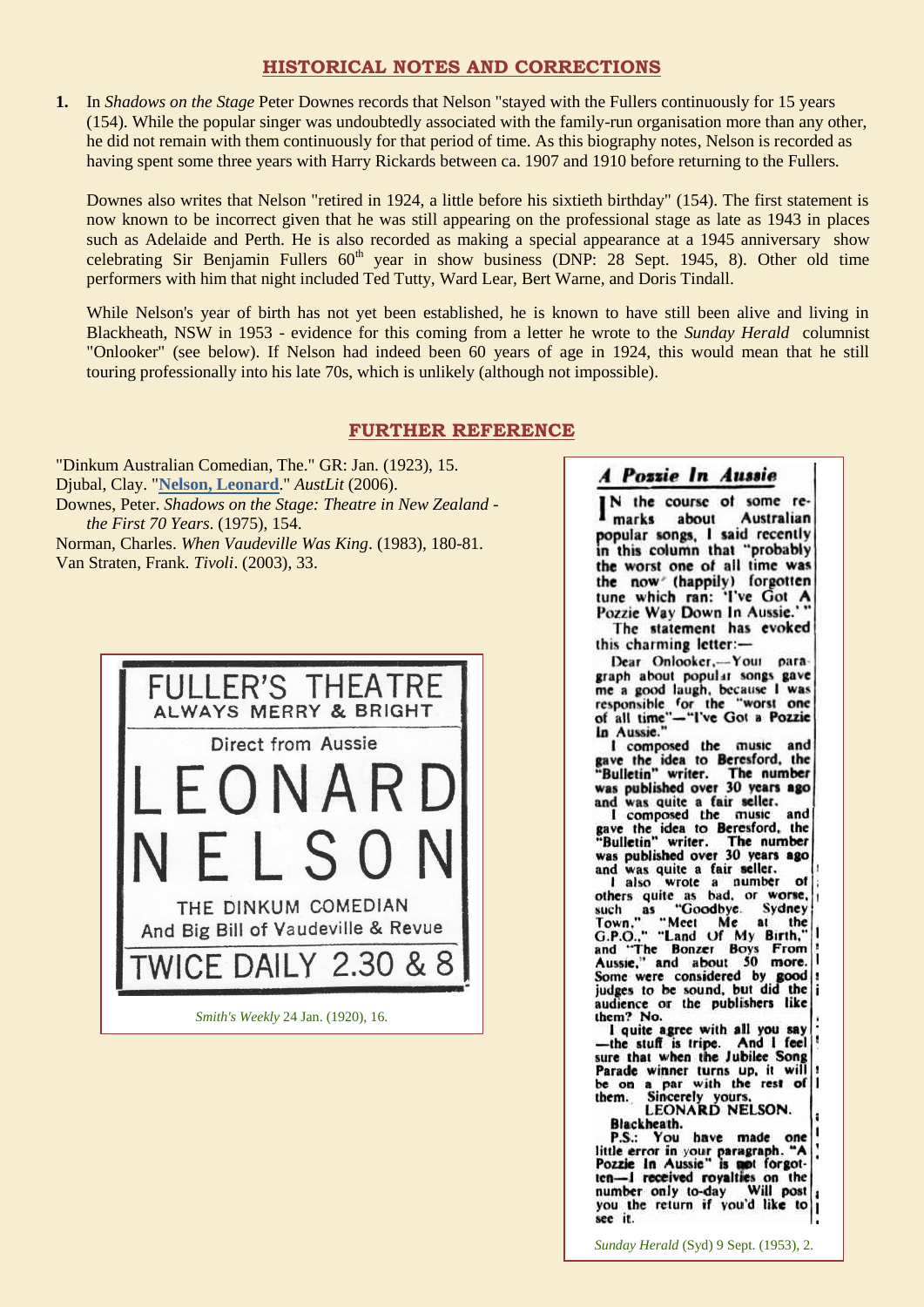## HISTORICAL NOTES AND CORRECTIONS

1. In *Shadows on the Stage* Peter Downes records that Nelson "stayed with the Fullers continuously for 15 years (154). While the popular singer was undoubtedly associated with the family-run organisation more than any other, he did not remain with them continuously for that period of time. As this biography notes, Nelson is recorded as having spent some three years with Harry Rickards between ca. 1907 and 1910 before returning to the Fullers.

   Downes also writes that Nelson "retired in 1924, a little before his sixtieth birthday" (154). The first statement is now known to be incorrect given that he was still appearing on the professional stage as late as 1943 in places such as Adelaide and Perth. He is also recorded as making a special appearance at a 1945 anniversary show celebrating Sir Benjamin Fullers 60th year in show business (DNP: 28 Sept. 1945, 8). Other old time performers with him that night included Ted Tutty, Ward Lear, Bert Warne, and Doris Tindall.

   While Nelson's year of birth has not yet been established, he is known to have still been alive and living in Blackheath, NSW in 1953 - evidence for this coming from a letter he wrote to the *Sunday Herald* columnist "Onlooker" (see below). If Nelson had indeed been 60 years of age in 1924, this would mean that he still touring professionally into his late 70s, which is unlikely (although not impossible).

## FURTHER REFERENCE

"Dinkum Australian Comedian, The." GR: Jan. (1923), 15.
Djubal, Clay. "Nelson, Leonard." *AustLit* (2006).
Downes, Peter. *Shadows on the Stage: Theatre in New Zealand - the First 70 Years*. (1975), 154.
Norman, Charles. *When Vaudeville Was King*. (1983), 180-81.
Van Straten, Frank. *Tivoli*. (2003), 33.

FULLER'S THEATRE
ALWAYS MERRY & BRIGHT
Direct from Aussie
LEONARD NELSON
THE DINKUM COMEDIAN
And Big Bill of Vaudeville & Revue
TWICE DAILY 2.30 & 8

*Smith's Weekly* 24 Jan. (1920), 16.

### *A Pozzie In Aussie*

IN the course of some remarks about Australian popular songs, I said recently in this column that "probably the worst one of all time was the now (happily) forgotten tune which ran: 'I've Got A Pozzie Way Down In Aussie.'"

The statement has evoked this charming letter:—

Dear Onlooker,—Your paragraph about popular songs gave me a good laugh, because I was responsible for the "worst one of all time"—"I've Got a Pozzie In Aussie."

I composed the music and gave the idea to Beresford, the "Bulletin" writer. The number was published over 30 years ago and was quite a fair seller.

I composed the music and gave the idea to Beresford, the "Bulletin" writer. The number was published over 30 years ago and was quite a fair seller.

I also wrote a number of others quite as bad, or worse, such as "Goodbye, Sydney Town," "Meet Me at the G.P.O.," "Land Of My Birth," and "The Bonzer Boys From Aussie," and about 50 more. Some were considered by good judges to be sound, but did the audience or the publishers like them? No.

I quite agree with all you say—the stuff is tripe. And I feel sure that when the Jubilee Song Parade winner turns up, it will be on a par with the rest of them.

Sincerely yours,
LEONARD NELSON.
Blackheath.

P.S.: You have made one little error in your paragraph. "A Pozzie In Aussie" is not forgotten—I received royalties on the number only to-day. Will post you the return if you'd like to see it.

*Sunday Herald* (Syd) 9 Sept. (1953), 2.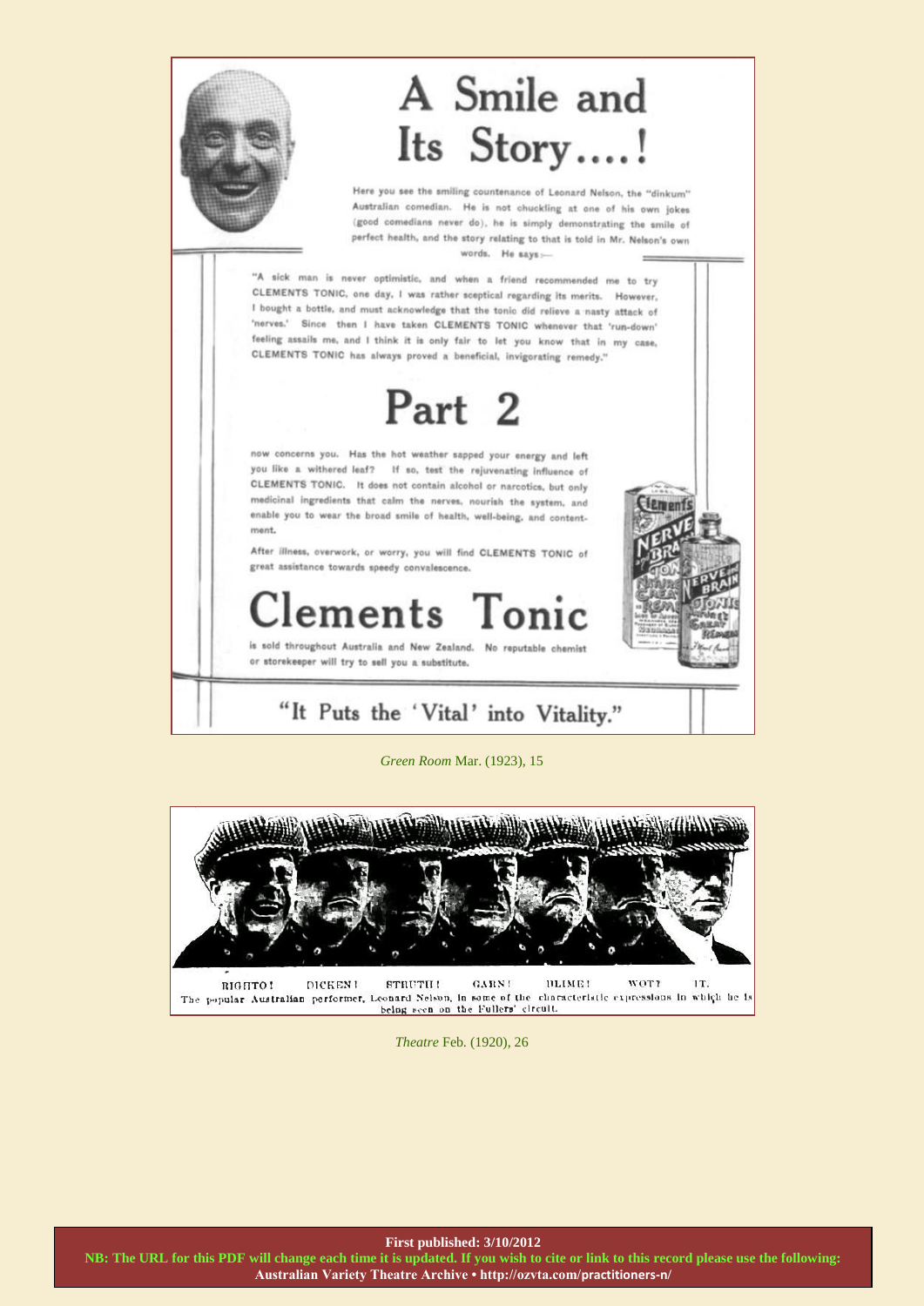# A Smile and Its Story....!

Here you see the smiling countenance of Leonard Nelson, the "dinkum" Australian comedian. He is not chuckling at one of his own jokes (good comedians never do), he is simply demonstrating the smile of perfect health, and the story relating to that is told in Mr. Nelson's own words. He says:—

"A sick man is never optimistic, and when a friend recommended me to try CLEMENTS TONIC, one day, I was rather sceptical regarding its merits. However, I bought a bottle, and must acknowledge that the tonic did relieve a nasty attack of 'nerves.' Since then I have taken CLEMENTS TONIC whenever that 'run-down' feeling assails me, and I think it is only fair to let you know that in my case, CLEMENTS TONIC has always proved a beneficial, invigorating remedy."

## Part 2

now concerns you. Has the hot weather sapped your energy and left you like a withered leaf? If so, test the rejuvenating influence of CLEMENTS TONIC. It does not contain alcohol or narcotics, but only medicinal ingredients that calm the nerves, nourish the system, and enable you to wear the broad smile of health, well-being, and contentment.

After illness, overwork, or worry, you will find CLEMENTS TONIC of great assistance towards speedy convalescence.

## Clements Tonic

is sold throughout Australia and New Zealand. No reputable chemist or storekeeper will try to sell you a substitute.

"It Puts the 'Vital' into Vitality."

*Green Room* Mar. (1923), 15

RIGHTO! DICKEN! STRUTH! GARN! BLIME! WOT? IT.

The popular Australian performer, Leonard Nelson, in some of the characteristic expressions in which he is being seen on the Fullers' circuit.

*Theatre* Feb. (1920), 26

**First published: 3/10/2012**

**NB: The URL for this PDF will change each time it is updated. If you wish to cite or link to this record please use the following: Australian Variety Theatre Archive • http://ozvta.com/practitioners-n/**